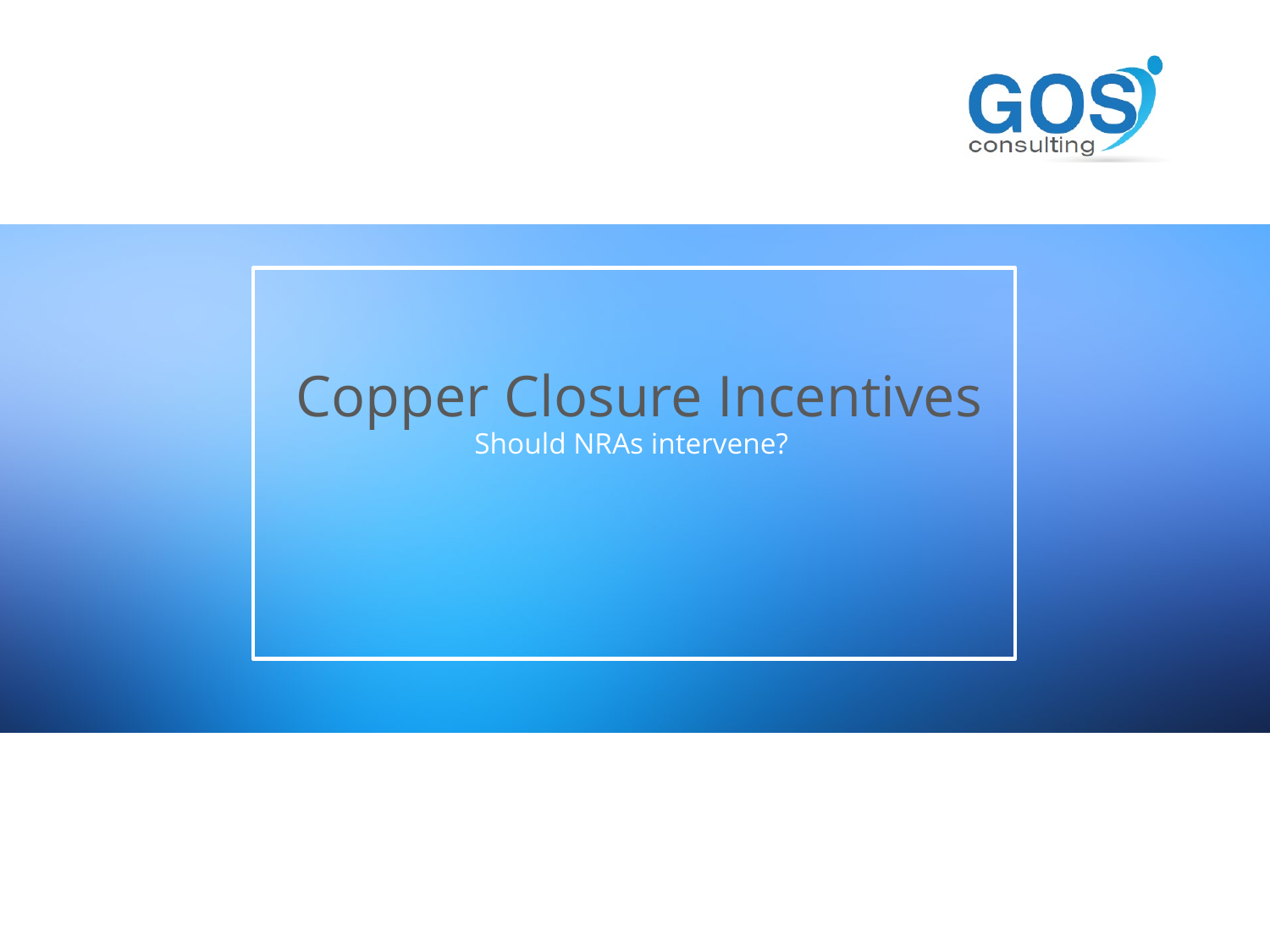# Copper Closure Incentives

Should NRAs intervene?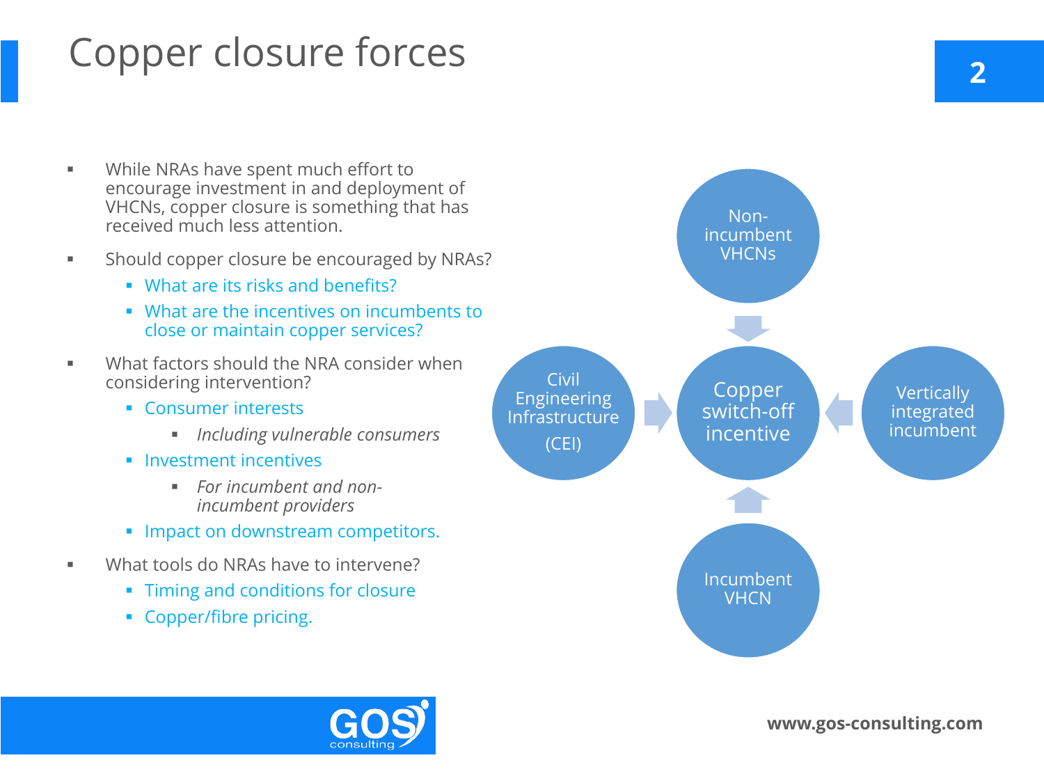# Copper closure forces

- While NRAs have spent much effort to encourage investment in and deployment of VHCNs, copper closure is something that has received much less attention.
- Should copper closure be encouraged by NRAs?
  - What are its risks and benefits?
  - What are the incentives on incumbents to close or maintain copper services?
- What factors should the NRA consider when considering intervention?
  - Consumer interests
    - *Including vulnerable consumers*
  - Investment incentives
    - *For incumbent and non-incumbent providers*
  - Impact on downstream competitors.
- What tools do NRAs have to intervene?
  - Timing and conditions for closure
  - Copper/fibre pricing.

Non-incumbent VHCNs

Civil Engineering Infrastructure (CEI)

Copper switch-off incentive

Vertically integrated incumbent

Incumbent VHCN

www.gos-consulting.com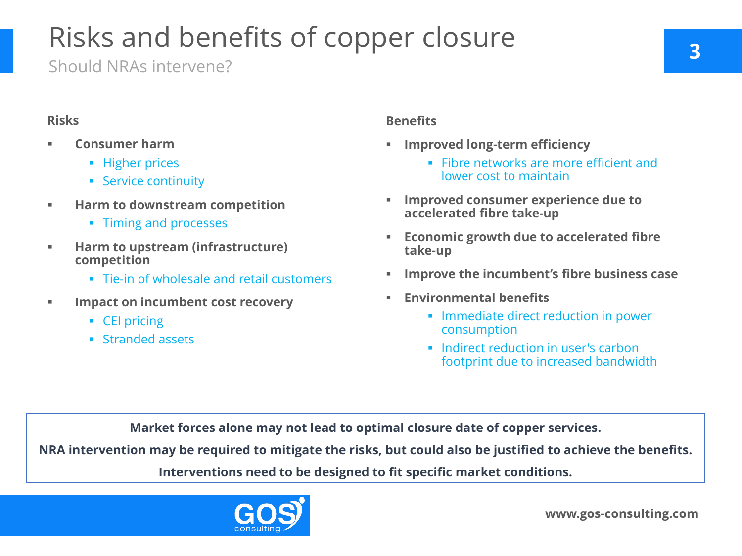# Risks and benefits of copper closure

## Should NRAs intervene?

**Risks**

- **Consumer harm**
  - Higher prices
  - Service continuity
- **Harm to downstream competition**
  - Timing and processes
- **Harm to upstream (infrastructure) competition**
  - Tie-in of wholesale and retail customers
- **Impact on incumbent cost recovery**
  - CEI pricing
  - Stranded assets

**Benefits**

- **Improved long-term efficiency**
  - Fibre networks are more efficient and lower cost to maintain
- **Improved consumer experience due to accelerated fibre take-up**
- **Economic growth due to accelerated fibre take-up**
- **Improve the incumbent's fibre business case**
- **Environmental benefits**
  - Immediate direct reduction in power consumption
  - Indirect reduction in user's carbon footprint due to increased bandwidth

**Market forces alone may not lead to optimal closure date of copper services.**

**NRA intervention may be required to mitigate the risks, but could also be justified to achieve the benefits.**

**Interventions need to be designed to fit specific market conditions.**

GOS consulting

**www.gos-consulting.com**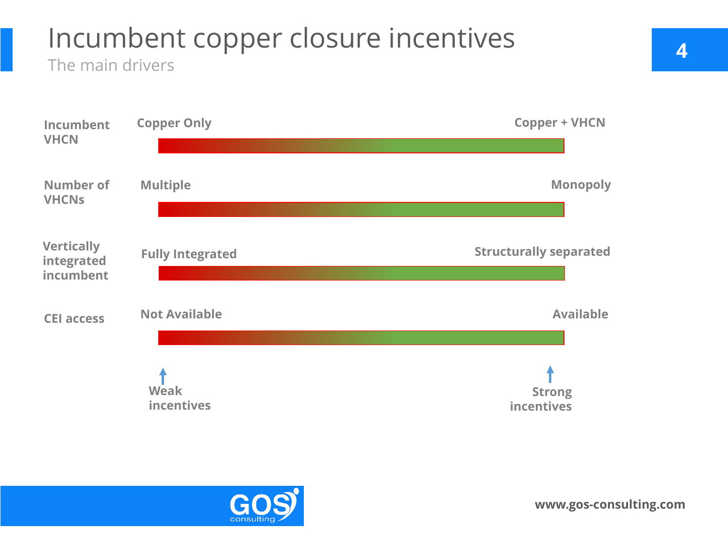# Incumbent copper closure incentives

## The main drivers

| Driver | Weak incentives | Strong incentives |
| --- | --- | --- |
| Incumbent VHCN | Copper Only | Copper + VHCN |
| Number of VHCNs | Multiple | Monopoly |
| Vertically integrated incumbent | Fully Integrated | Structurally separated |
| CEI access | Not Available | Available |

www.gos-consulting.com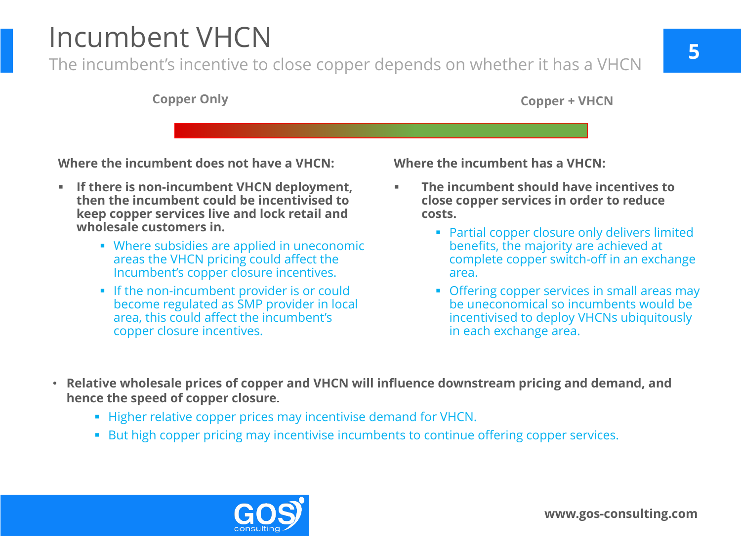# Incumbent VHCN

The incumbent's incentive to close copper depends on whether it has a VHCN

**Copper Only** — **Copper + VHCN**

**Where the incumbent does not have a VHCN:**

- **If there is non-incumbent VHCN deployment, then the incumbent could be incentivised to keep copper services live and lock retail and wholesale customers in.**
  - Where subsidies are applied in uneconomic areas the VHCN pricing could affect the Incumbent's copper closure incentives.
  - If the non-incumbent provider is or could become regulated as SMP provider in local area, this could affect the incumbent's copper closure incentives.

**Where the incumbent has a VHCN:**

- **The incumbent should have incentives to close copper services in order to reduce costs.**
  - Partial copper closure only delivers limited benefits, the majority are achieved at complete copper switch-off in an exchange area.
  - Offering copper services in small areas may be uneconomical so incumbents would be incentivised to deploy VHCNs ubiquitously in each exchange area.

- **Relative wholesale prices of copper and VHCN will influence downstream pricing and demand, and hence the speed of copper closure**.
  - Higher relative copper prices may incentivise demand for VHCN.
  - But high copper pricing may incentivise incumbents to continue offering copper services.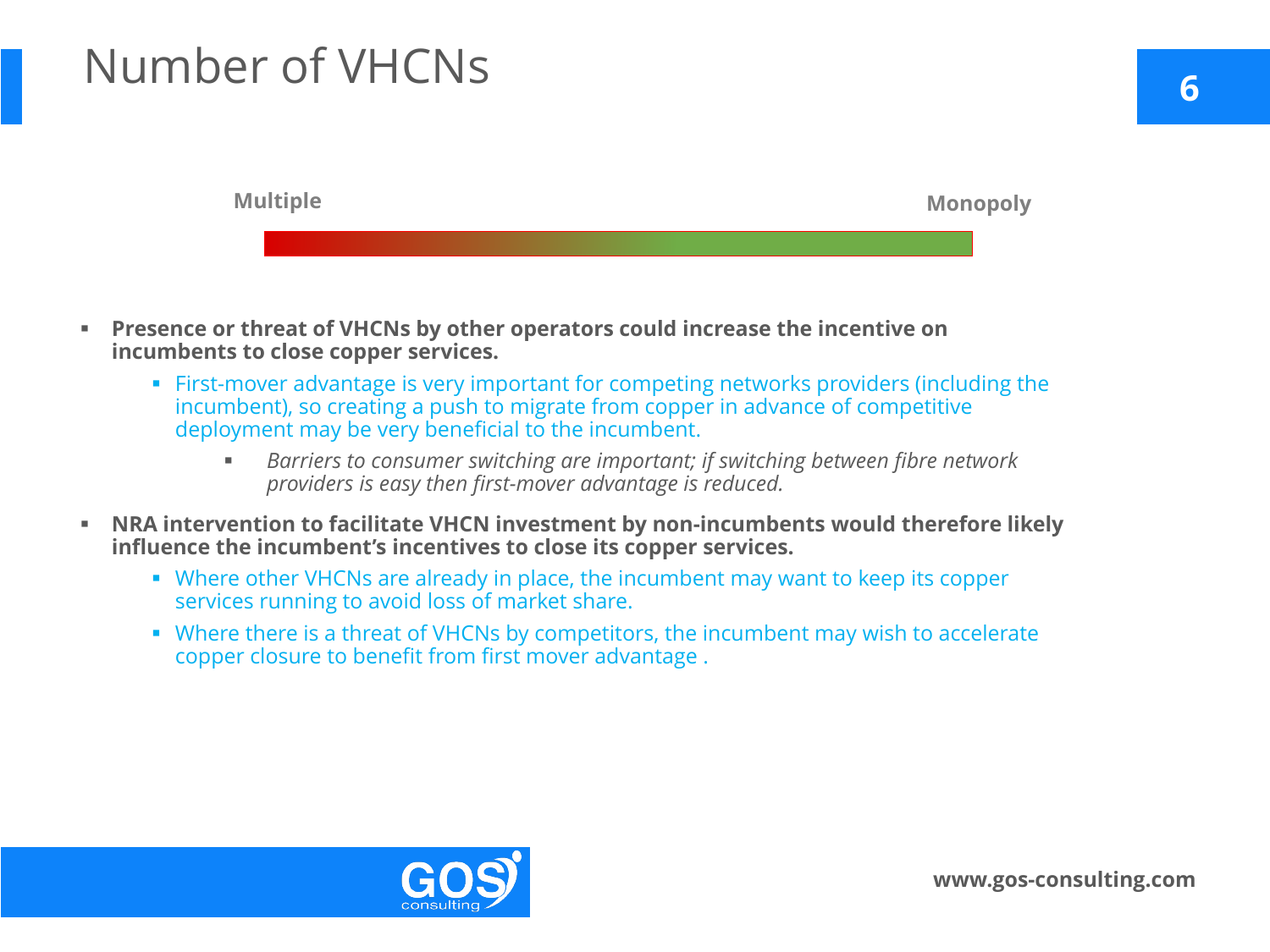# Number of VHCNs

Multiple — Monopoly

- **Presence or threat of VHCNs by other operators could increase the incentive on incumbents to close copper services.**
  - First-mover advantage is very important for competing networks providers (including the incumbent), so creating a push to migrate from copper in advance of competitive deployment may be very beneficial to the incumbent.
    - *Barriers to consumer switching are important; if switching between fibre network providers is easy then first-mover advantage is reduced.*
- **NRA intervention to facilitate VHCN investment by non-incumbents would therefore likely influence the incumbent's incentives to close its copper services.**
  - Where other VHCNs are already in place, the incumbent may want to keep its copper services running to avoid loss of market share.
  - Where there is a threat of VHCNs by competitors, the incumbent may wish to accelerate copper closure to benefit from first mover advantage .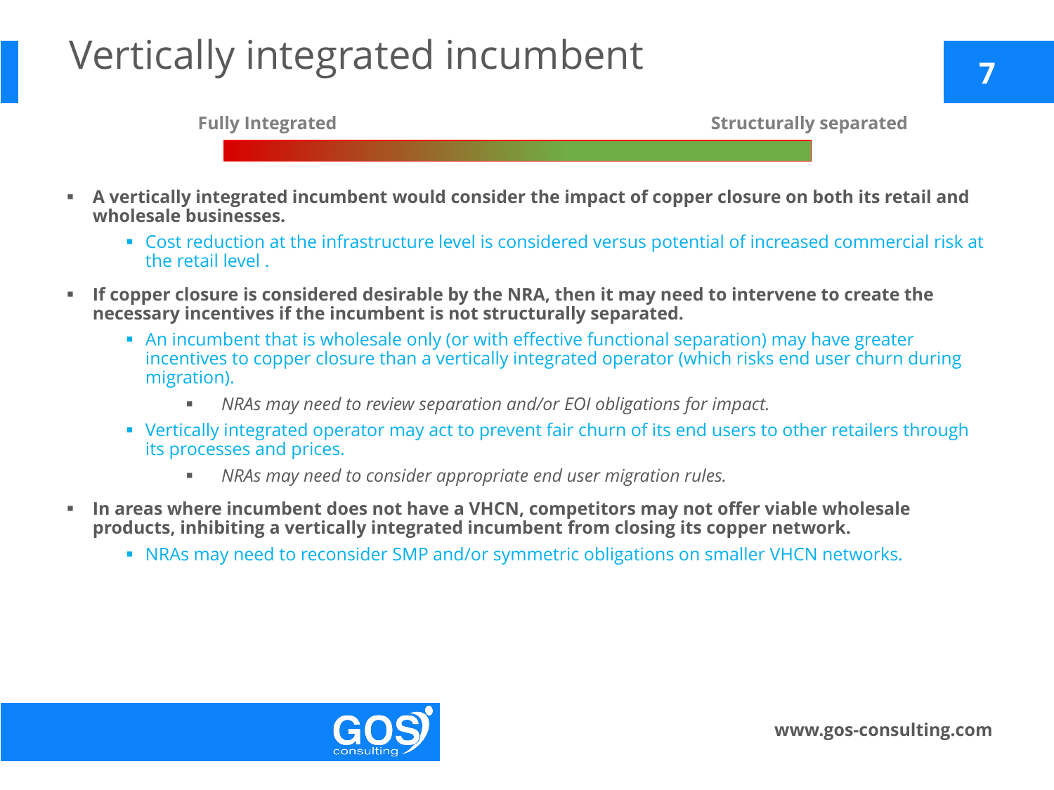# Vertically integrated incumbent

**Fully Integrated** — **Structurally separated**

- **A vertically integrated incumbent would consider the impact of copper closure on both its retail and wholesale businesses.**
  - Cost reduction at the infrastructure level is considered versus potential of increased commercial risk at the retail level .
- **If copper closure is considered desirable by the NRA, then it may need to intervene to create the necessary incentives if the incumbent is not structurally separated.**
  - An incumbent that is wholesale only (or with effective functional separation) may have greater incentives to copper closure than a vertically integrated operator (which risks end user churn during migration).
    - *NRAs may need to review separation and/or EOI obligations for impact.*
  - Vertically integrated operator may act to prevent fair churn of its end users to other retailers through its processes and prices.
    - *NRAs may need to consider appropriate end user migration rules.*
- **In areas where incumbent does not have a VHCN, competitors may not offer viable wholesale products, inhibiting a vertically integrated incumbent from closing its copper network.**
  - NRAs may need to reconsider SMP and/or symmetric obligations on smaller VHCN networks.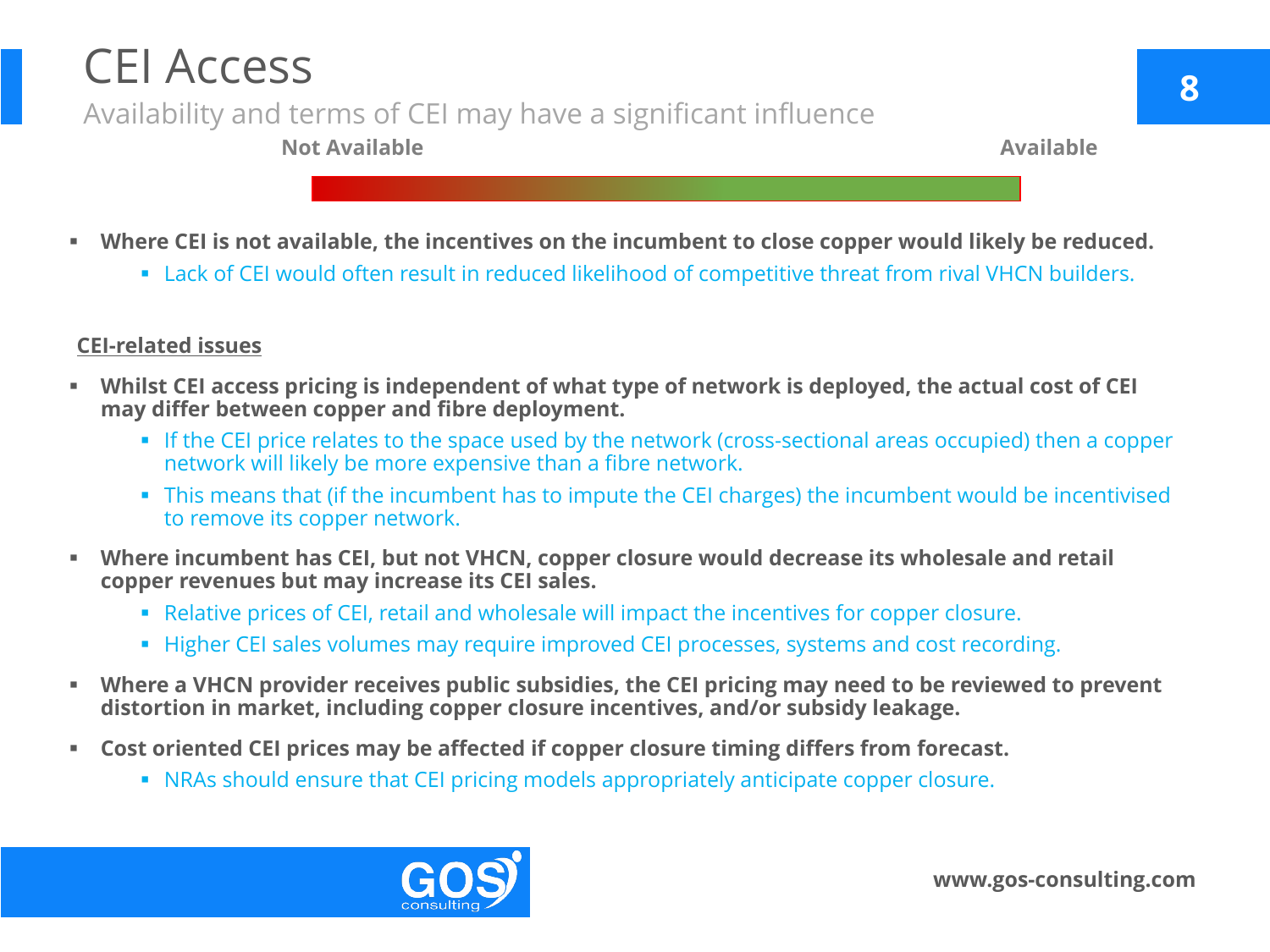# CEI Access

## Availability and terms of CEI may have a significant influence

**Not Available** — **Available**

- **Where CEI is not available, the incentives on the incumbent to close copper would likely be reduced.**
  - Lack of CEI would often result in reduced likelihood of competitive threat from rival VHCN builders.

**CEI-related issues**

- **Whilst CEI access pricing is independent of what type of network is deployed, the actual cost of CEI may differ between copper and fibre deployment.**
  - If the CEI price relates to the space used by the network (cross-sectional areas occupied) then a copper network will likely be more expensive than a fibre network.
  - This means that (if the incumbent has to impute the CEI charges) the incumbent would be incentivised to remove its copper network.
- **Where incumbent has CEI, but not VHCN, copper closure would decrease its wholesale and retail copper revenues but may increase its CEI sales.**
  - Relative prices of CEI, retail and wholesale will impact the incentives for copper closure.
  - Higher CEI sales volumes may require improved CEI processes, systems and cost recording.
- **Where a VHCN provider receives public subsidies, the CEI pricing may need to be reviewed to prevent distortion in market, including copper closure incentives, and/or subsidy leakage.**
- **Cost oriented CEI prices may be affected if copper closure timing differs from forecast.**
  - NRAs should ensure that CEI pricing models appropriately anticipate copper closure.

www.gos-consulting.com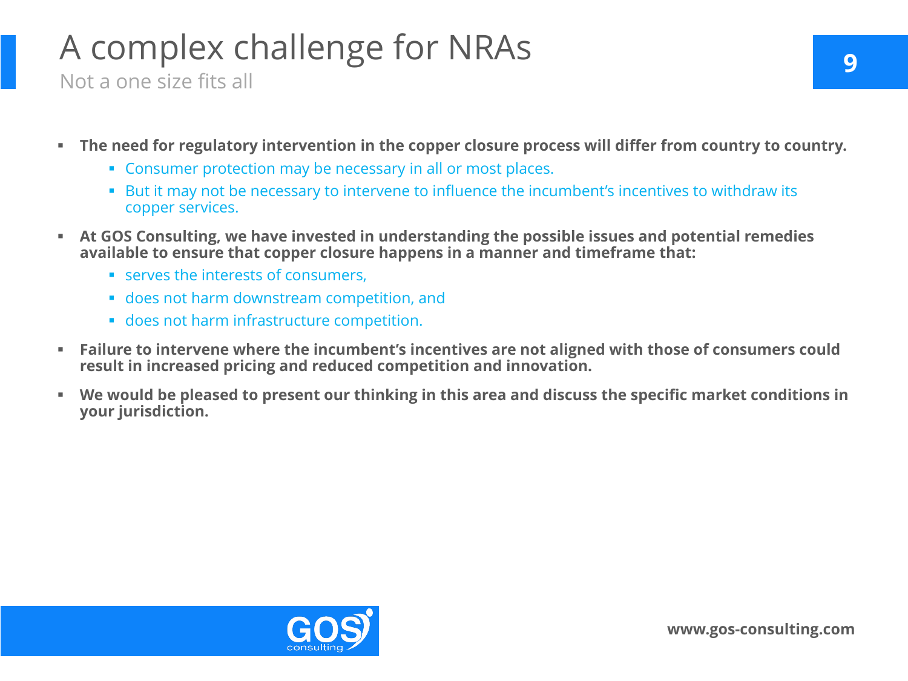# A complex challenge for NRAs

## Not a one size fits all

- **The need for regulatory intervention in the copper closure process will differ from country to country.**
  - Consumer protection may be necessary in all or most places.
  - But it may not be necessary to intervene to influence the incumbent's incentives to withdraw its copper services.
- **At GOS Consulting, we have invested in understanding the possible issues and potential remedies available to ensure that copper closure happens in a manner and timeframe that:**
  - serves the interests of consumers,
  - does not harm downstream competition, and
  - does not harm infrastructure competition.
- **Failure to intervene where the incumbent's incentives are not aligned with those of consumers could result in increased pricing and reduced competition and innovation.**
- **We would be pleased to present our thinking in this area and discuss the specific market conditions in your jurisdiction.**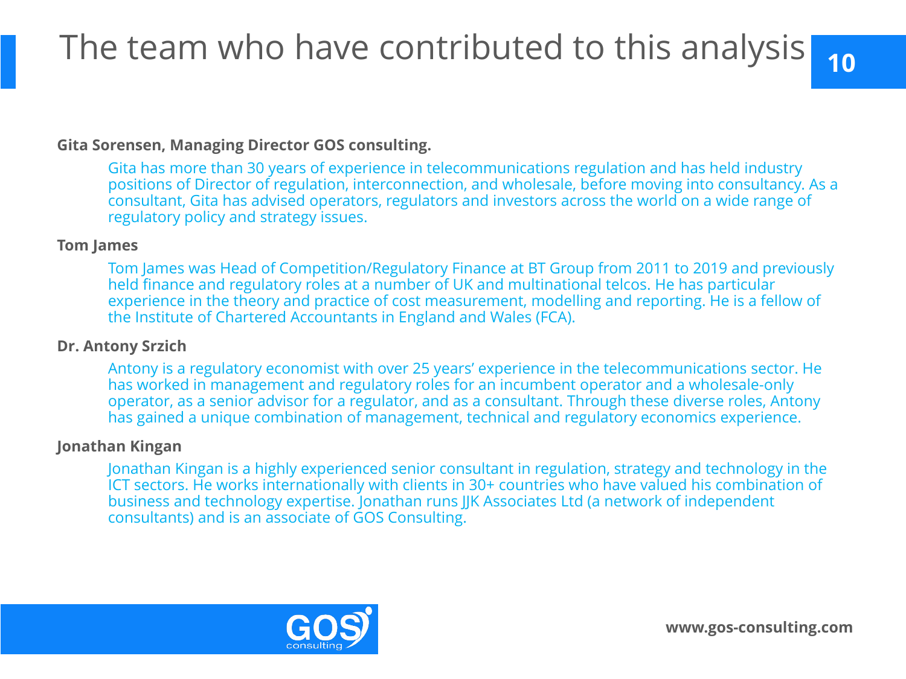# The team who have contributed to this analysis

**Gita Sorensen, Managing Director GOS consulting.**

Gita has more than 30 years of experience in telecommunications regulation and has held industry positions of Director of regulation, interconnection, and wholesale, before moving into consultancy. As a consultant, Gita has advised operators, regulators and investors across the world on a wide range of regulatory policy and strategy issues.

**Tom James**

Tom James was Head of Competition/Regulatory Finance at BT Group from 2011 to 2019 and previously held finance and regulatory roles at a number of UK and multinational telcos. He has particular experience in the theory and practice of cost measurement, modelling and reporting. He is a fellow of the Institute of Chartered Accountants in England and Wales (FCA).

**Dr. Antony Srzich**

Antony is a regulatory economist with over 25 years' experience in the telecommunications sector. He has worked in management and regulatory roles for an incumbent operator and a wholesale-only operator, as a senior advisor for a regulator, and as a consultant. Through these diverse roles, Antony has gained a unique combination of management, technical and regulatory economics experience.

**Jonathan Kingan**

Jonathan Kingan is a highly experienced senior consultant in regulation, strategy and technology in the ICT sectors. He works internationally with clients in 30+ countries who have valued his combination of business and technology expertise. Jonathan runs JJK Associates Ltd (a network of independent consultants) and is an associate of GOS Consulting.

GOS consulting

www.gos-consulting.com